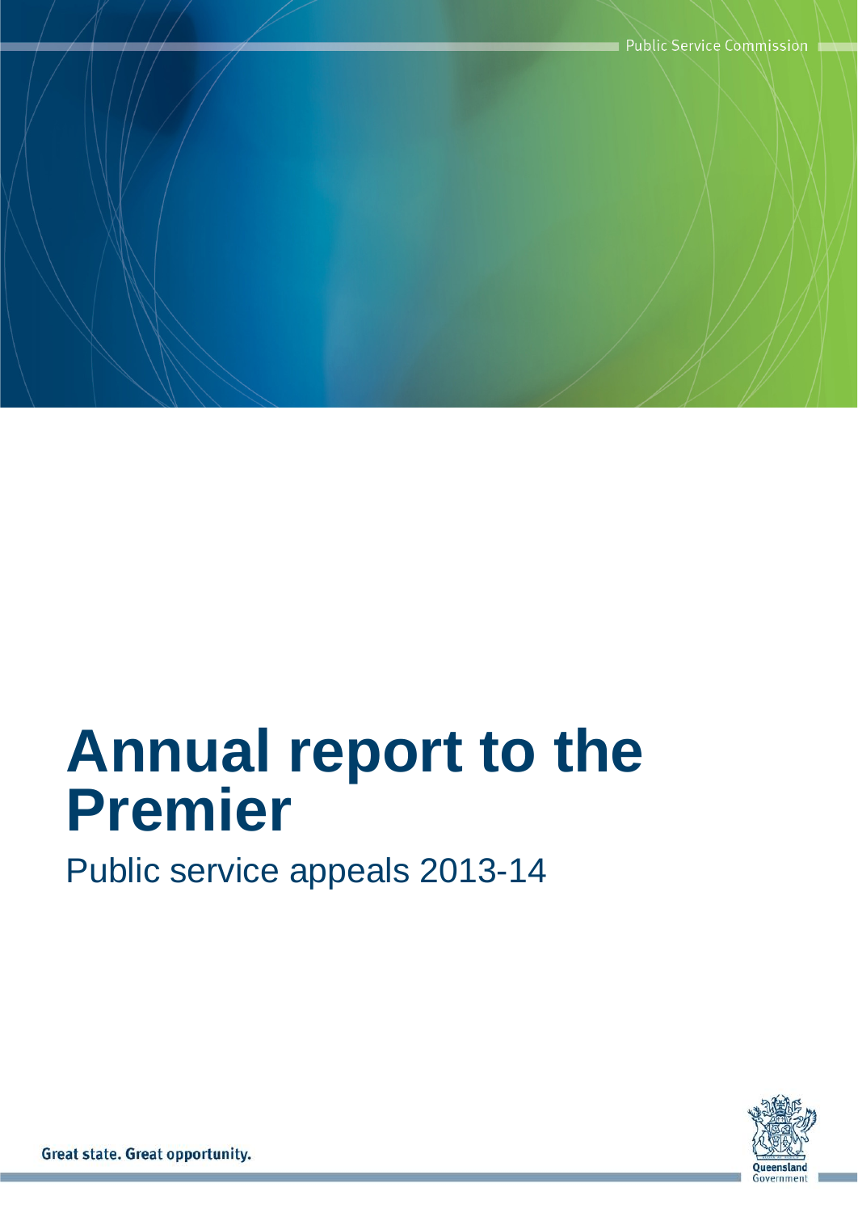Public Service Commission

# Annual report to the Premier

## Public service appeals 2013-14

Great state. Great opportunity.

Queensland Government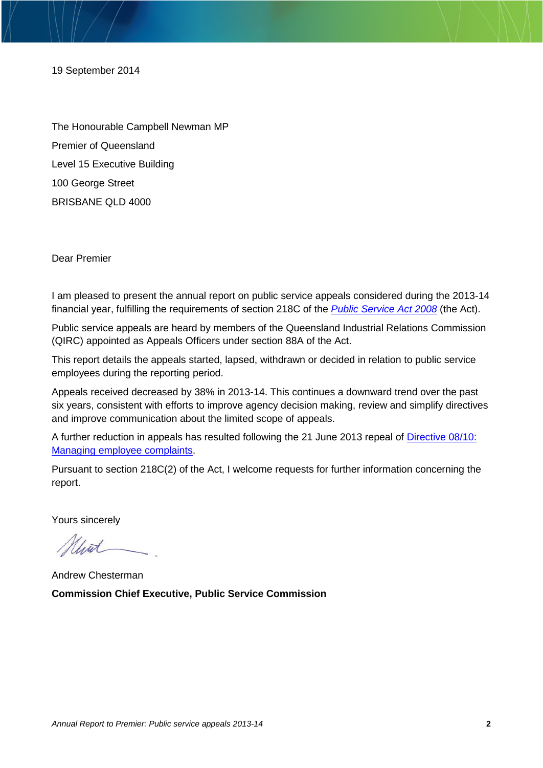19 September 2014

The Honourable Campbell Newman MP

Premier of Queensland

Level 15 Executive Building

100 George Street

BRISBANE QLD 4000

Dear Premier

I am pleased to present the annual report on public service appeals considered during the 2013-14 financial year, fulfilling the requirements of section 218C of the *Public Service Act 2008* (the Act).

Public service appeals are heard by members of the Queensland Industrial Relations Commission (QIRC) appointed as Appeals Officers under section 88A of the Act.

This report details the appeals started, lapsed, withdrawn or decided in relation to public service employees during the reporting period.

Appeals received decreased by 38% in 2013-14. This continues a downward trend over the past six years, consistent with efforts to improve agency decision making, review and simplify directives and improve communication about the limited scope of appeals.

A further reduction in appeals has resulted following the 21 June 2013 repeal of Directive 08/10: Managing employee complaints.

Pursuant to section 218C(2) of the Act, I welcome requests for further information concerning the report.

Yours sincerely

Andrew Chesterman

**Commission Chief Executive, Public Service Commission**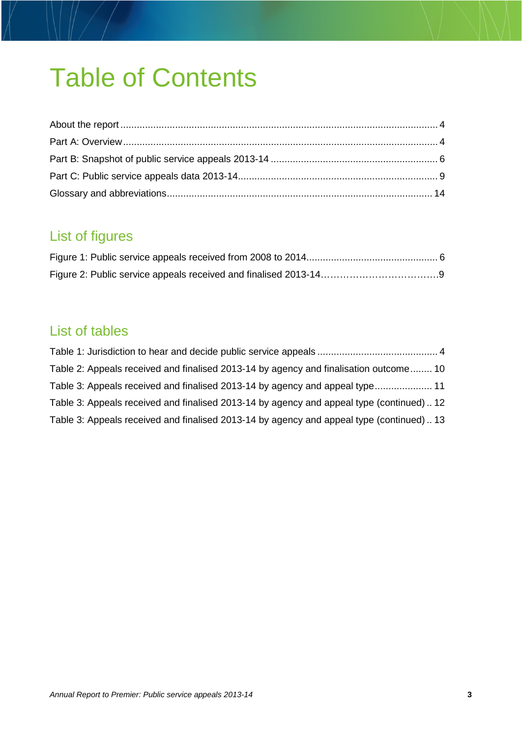# Table of Contents

About the report ........................................................................................................................ 4

Part A: Overview ........................................................................................................................ 4

Part B: Snapshot of public service appeals 2013-14 ............................................................. 6

Part C: Public service appeals data 2013-14.......................................................................... 9

Glossary and abbreviations.................................................................................................... 14

## List of figures

Figure 1: Public service appeals received from 2008 to 2014................................................ 6

Figure 2: Public service appeals received and finalised 2013-14……………………………….9

## List of tables

Table 1: Jurisdiction to hear and decide public service appeals ............................................ 4

Table 2: Appeals received and finalised 2013-14 by agency and finalisation outcome........ 10

Table 3: Appeals received and finalised 2013-14 by agency and appeal type..................... 11

Table 3: Appeals received and finalised 2013-14 by agency and appeal type (continued) .. 12

Table 3: Appeals received and finalised 2013-14 by agency and appeal type (continued) .. 13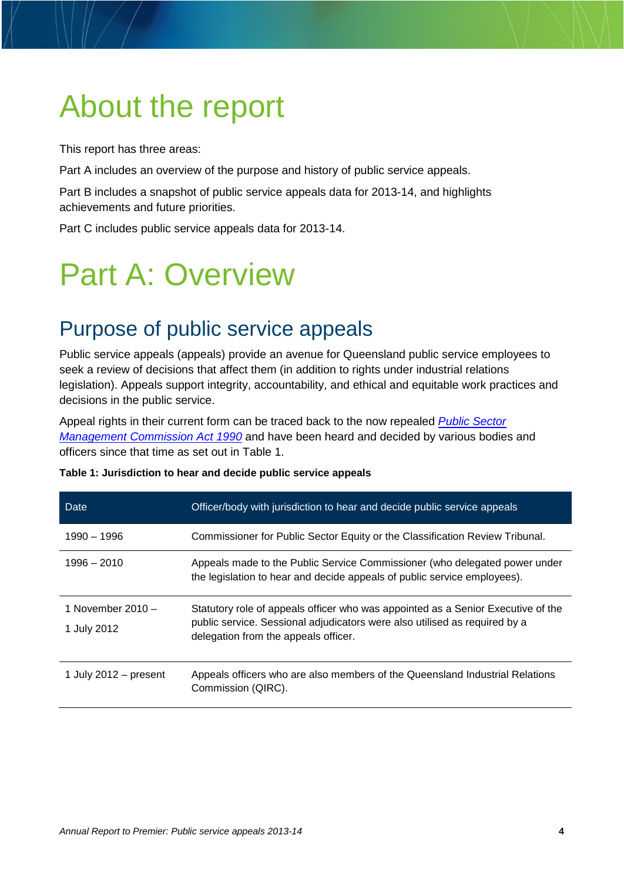# About the report

This report has three areas:

Part A includes an overview of the purpose and history of public service appeals.

Part B includes a snapshot of public service appeals data for 2013-14, and highlights achievements and future priorities.

Part C includes public service appeals data for 2013-14.

# Part A: Overview

## Purpose of public service appeals

Public service appeals (appeals) provide an avenue for Queensland public service employees to seek a review of decisions that affect them (in addition to rights under industrial relations legislation). Appeals support integrity, accountability, and ethical and equitable work practices and decisions in the public service.

Appeal rights in their current form can be traced back to the now repealed *Public Sector Management Commission Act 1990* and have been heard and decided by various bodies and officers since that time as set out in Table 1.

**Table 1: Jurisdiction to hear and decide public service appeals**

| Date | Officer/body with jurisdiction to hear and decide public service appeals |
|---|---|
| 1990 – 1996 | Commissioner for Public Sector Equity or the Classification Review Tribunal. |
| 1996 – 2010 | Appeals made to the Public Service Commissioner (who delegated power under the legislation to hear and decide appeals of public service employees). |
| 1 November 2010 – 1 July 2012 | Statutory role of appeals officer who was appointed as a Senior Executive of the public service. Sessional adjudicators were also utilised as required by a delegation from the appeals officer. |
| 1 July 2012 – present | Appeals officers who are also members of the Queensland Industrial Relations Commission (QIRC). |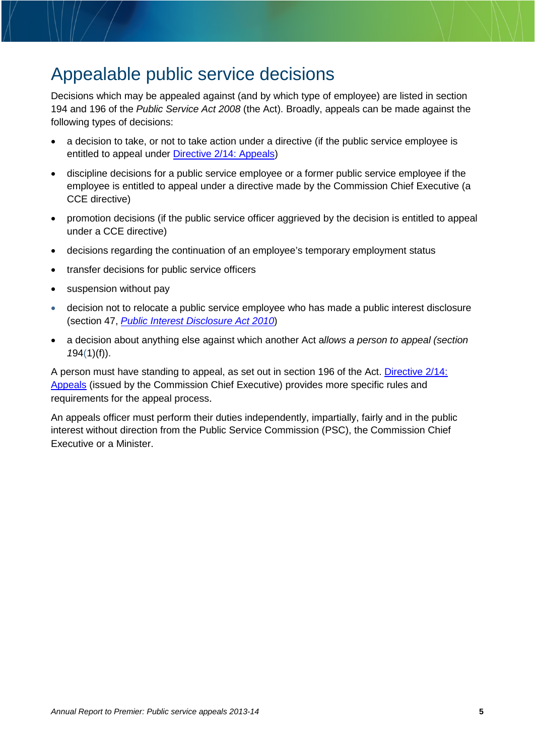# Appealable public service decisions

Decisions which may be appealed against (and by which type of employee) are listed in section 194 and 196 of the *Public Service Act 2008* (the Act). Broadly, appeals can be made against the following types of decisions:

- a decision to take, or not to take action under a directive (if the public service employee is entitled to appeal under Directive 2/14: Appeals)
- discipline decisions for a public service employee or a former public service employee if the employee is entitled to appeal under a directive made by the Commission Chief Executive (a CCE directive)
- promotion decisions (if the public service officer aggrieved by the decision is entitled to appeal under a CCE directive)
- decisions regarding the continuation of an employee's temporary employment status
- transfer decisions for public service officers
- suspension without pay
- decision not to relocate a public service employee who has made a public interest disclosure (section 47, *Public Interest Disclosure Act 2010*)
- a decision about anything else against which another Act a*llows a person to appeal (section 1*94(1)(f)).

A person must have standing to appeal, as set out in section 196 of the Act. Directive 2/14: Appeals (issued by the Commission Chief Executive) provides more specific rules and requirements for the appeal process.

An appeals officer must perform their duties independently, impartially, fairly and in the public interest without direction from the Public Service Commission (PSC), the Commission Chief Executive or a Minister.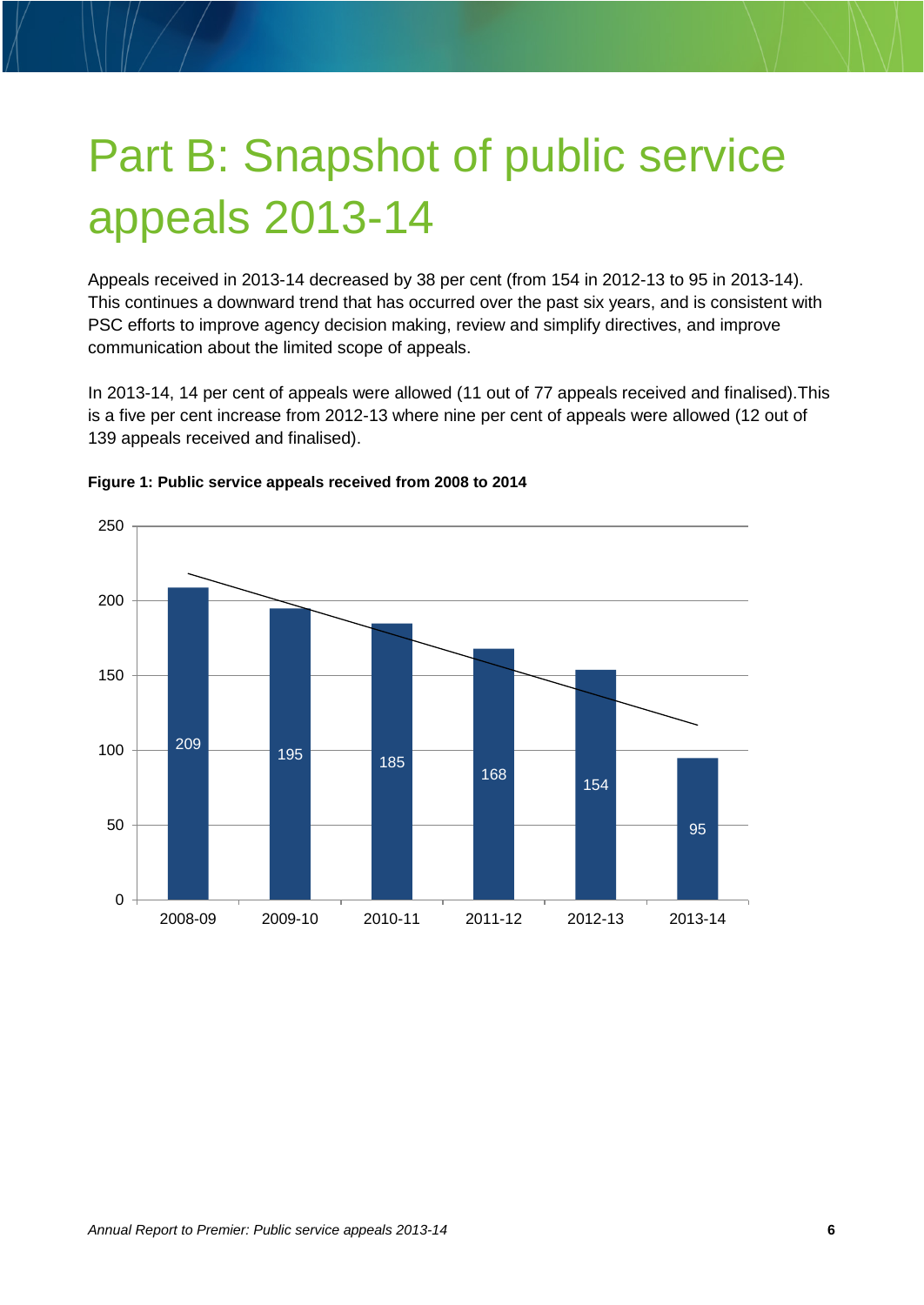# Part B: Snapshot of public service appeals 2013-14

Appeals received in 2013-14 decreased by 38 per cent (from 154 in 2012-13 to 95 in 2013-14). This continues a downward trend that has occurred over the past six years, and is consistent with PSC efforts to improve agency decision making, review and simplify directives, and improve communication about the limited scope of appeals.

In 2013-14, 14 per cent of appeals were allowed (11 out of 77 appeals received and finalised).This is a five per cent increase from 2012-13 where nine per cent of appeals were allowed (12 out of 139 appeals received and finalised).

**Figure 1: Public service appeals received from 2008 to 2014**

| Year | Appeals received |
|---|---|
| 2008-09 | 209 |
| 2009-10 | 195 |
| 2010-11 | 185 |
| 2011-12 | 168 |
| 2012-13 | 154 |
| 2013-14 | 95 |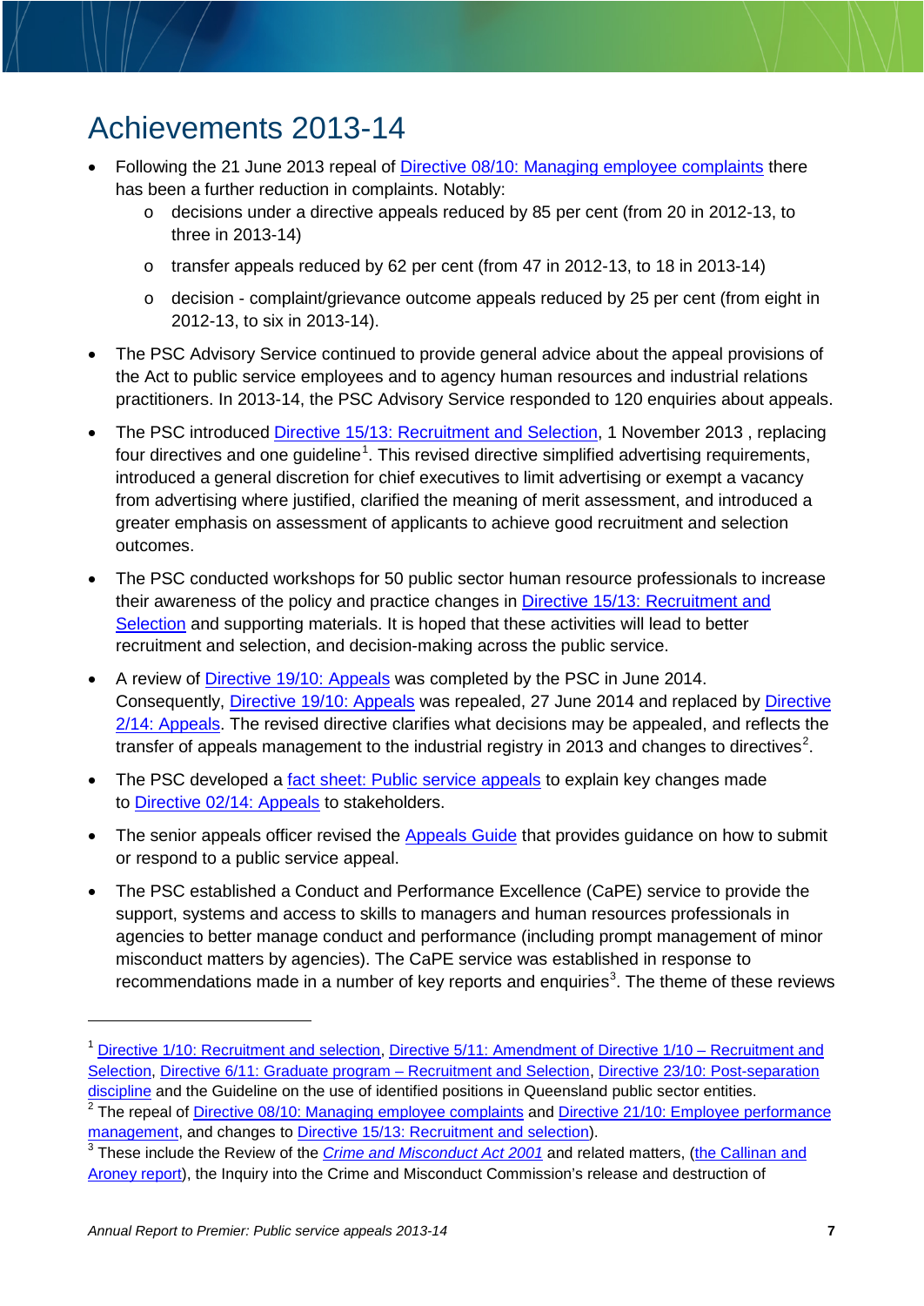# Achievements 2013-14

- Following the 21 June 2013 repeal of Directive 08/10: Managing employee complaints there has been a further reduction in complaints. Notably:
  - decisions under a directive appeals reduced by 85 per cent (from 20 in 2012-13, to three in 2013-14)
  - transfer appeals reduced by 62 per cent (from 47 in 2012-13, to 18 in 2013-14)
  - decision - complaint/grievance outcome appeals reduced by 25 per cent (from eight in 2012-13, to six in 2013-14).
- The PSC Advisory Service continued to provide general advice about the appeal provisions of the Act to public service employees and to agency human resources and industrial relations practitioners. In 2013-14, the PSC Advisory Service responded to 120 enquiries about appeals.
- The PSC introduced Directive 15/13: Recruitment and Selection, 1 November 2013 , replacing four directives and one guideline[1]. This revised directive simplified advertising requirements, introduced a general discretion for chief executives to limit advertising or exempt a vacancy from advertising where justified, clarified the meaning of merit assessment, and introduced a greater emphasis on assessment of applicants to achieve good recruitment and selection outcomes.
- The PSC conducted workshops for 50 public sector human resource professionals to increase their awareness of the policy and practice changes in Directive 15/13: Recruitment and Selection and supporting materials. It is hoped that these activities will lead to better recruitment and selection, and decision-making across the public service.
- A review of Directive 19/10: Appeals was completed by the PSC in June 2014. Consequently, Directive 19/10: Appeals was repealed, 27 June 2014 and replaced by Directive 2/14: Appeals. The revised directive clarifies what decisions may be appealed, and reflects the transfer of appeals management to the industrial registry in 2013 and changes to directives[2].
- The PSC developed a fact sheet: Public service appeals to explain key changes made to Directive 02/14: Appeals to stakeholders.
- The senior appeals officer revised the Appeals Guide that provides guidance on how to submit or respond to a public service appeal.
- The PSC established a Conduct and Performance Excellence (CaPE) service to provide the support, systems and access to skills to managers and human resources professionals in agencies to better manage conduct and performance (including prompt management of minor misconduct matters by agencies). The CaPE service was established in response to recommendations made in a number of key reports and enquiries[3]. The theme of these reviews

---

[1] Directive 1/10: Recruitment and selection, Directive 5/11: Amendment of Directive 1/10 – Recruitment and Selection, Directive 6/11: Graduate program – Recruitment and Selection, Directive 23/10: Post-separation discipline and the Guideline on the use of identified positions in Queensland public sector entities.

[2] The repeal of Directive 08/10: Managing employee complaints and Directive 21/10: Employee performance management, and changes to Directive 15/13: Recruitment and selection).

[3] These include the Review of the *Crime and Misconduct Act 2001* and related matters, (the Callinan and Aroney report), the Inquiry into the Crime and Misconduct Commission's release and destruction of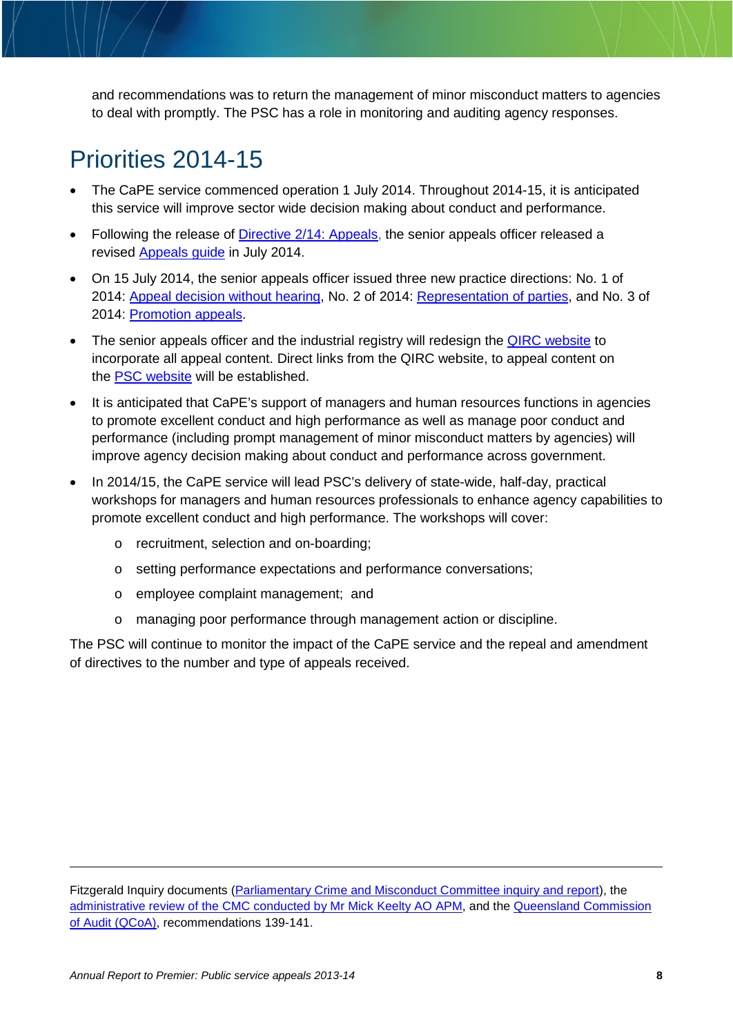and recommendations was to return the management of minor misconduct matters to agencies to deal with promptly. The PSC has a role in monitoring and auditing agency responses.

# Priorities 2014-15

- The CaPE service commenced operation 1 July 2014. Throughout 2014-15, it is anticipated this service will improve sector wide decision making about conduct and performance.
- Following the release of Directive 2/14: Appeals, the senior appeals officer released a revised Appeals guide in July 2014.
- On 15 July 2014, the senior appeals officer issued three new practice directions: No. 1 of 2014: Appeal decision without hearing, No. 2 of 2014: Representation of parties, and No. 3 of 2014: Promotion appeals.
- The senior appeals officer and the industrial registry will redesign the QIRC website to incorporate all appeal content. Direct links from the QIRC website, to appeal content on the PSC website will be established.
- It is anticipated that CaPE's support of managers and human resources functions in agencies to promote excellent conduct and high performance as well as manage poor conduct and performance (including prompt management of minor misconduct matters by agencies) will improve agency decision making about conduct and performance across government.
- In 2014/15, the CaPE service will lead PSC's delivery of state-wide, half-day, practical workshops for managers and human resources professionals to enhance agency capabilities to promote excellent conduct and high performance. The workshops will cover:
  - recruitment, selection and on-boarding;
  - setting performance expectations and performance conversations;
  - employee complaint management; and
  - managing poor performance through management action or discipline.

The PSC will continue to monitor the impact of the CaPE service and the repeal and amendment of directives to the number and type of appeals received.

---

Fitzgerald Inquiry documents (Parliamentary Crime and Misconduct Committee inquiry and report), the administrative review of the CMC conducted by Mr Mick Keelty AO APM, and the Queensland Commission of Audit (QCoA), recommendations 139-141.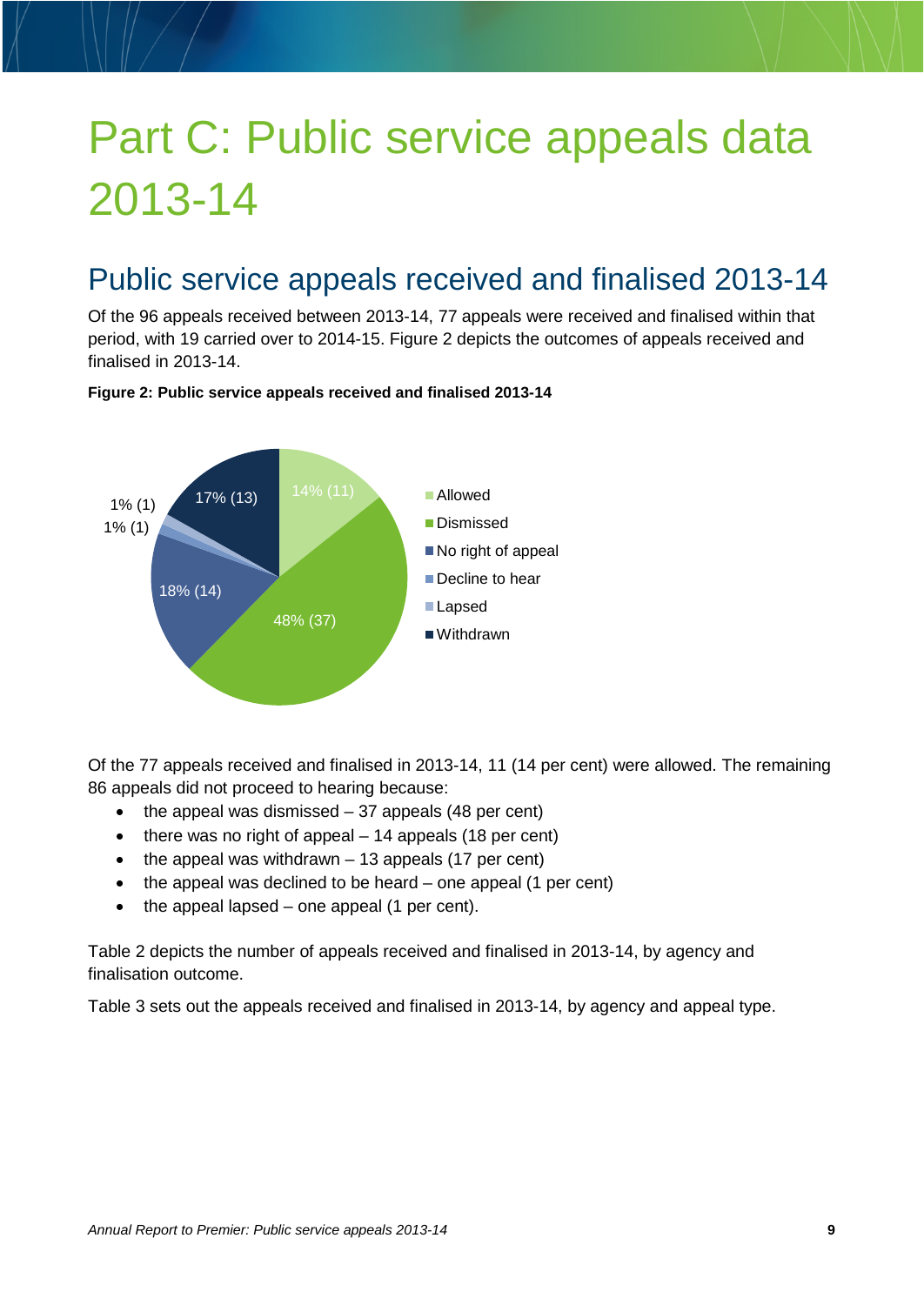# Part C: Public service appeals data 2013-14

## Public service appeals received and finalised 2013-14

Of the 96 appeals received between 2013-14, 77 appeals were received and finalised within that period, with 19 carried over to 2014-15. Figure 2 depicts the outcomes of appeals received and finalised in 2013-14.

**Figure 2: Public service appeals received and finalised 2013-14**

| Outcome | Per cent (number) |
|---|---|
| Allowed | 14% (11) |
| Dismissed | 48% (37) |
| No right of appeal | 18% (14) |
| Decline to hear | 1% (1) |
| Lapsed | 1% (1) |
| Withdrawn | 17% (13) |

Of the 77 appeals received and finalised in 2013-14, 11 (14 per cent) were allowed. The remaining 86 appeals did not proceed to hearing because:

- the appeal was dismissed – 37 appeals (48 per cent)
- there was no right of appeal – 14 appeals (18 per cent)
- the appeal was withdrawn – 13 appeals (17 per cent)
- the appeal was declined to be heard – one appeal (1 per cent)
- the appeal lapsed – one appeal (1 per cent).

Table 2 depicts the number of appeals received and finalised in 2013-14, by agency and finalisation outcome.

Table 3 sets out the appeals received and finalised in 2013-14, by agency and appeal type.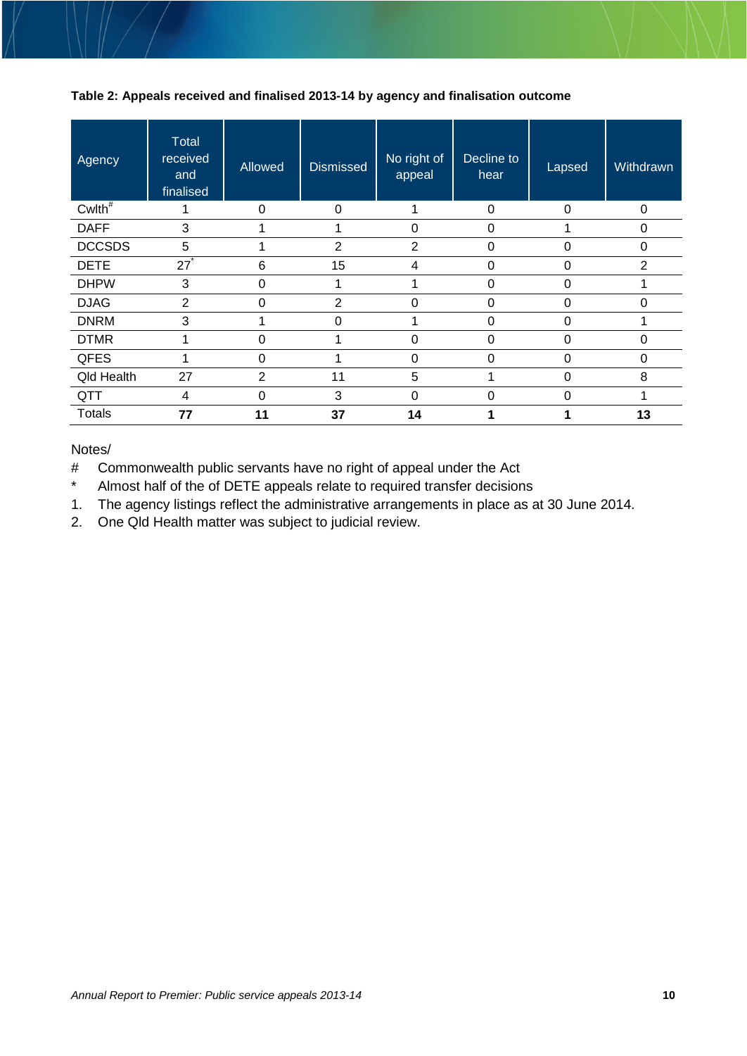**Table 2: Appeals received and finalised 2013-14 by agency and finalisation outcome**

| Agency | Total received and finalised | Allowed | Dismissed | No right of appeal | Decline to hear | Lapsed | Withdrawn |
|---|---|---|---|---|---|---|---|
| Cwlth# | 1 | 0 | 0 | 1 | 0 | 0 | 0 |
| DAFF | 3 | 1 | 1 | 0 | 0 | 1 | 0 |
| DCCSDS | 5 | 1 | 2 | 2 | 0 | 0 | 0 |
| DETE | 27* | 6 | 15 | 4 | 0 | 0 | 2 |
| DHPW | 3 | 0 | 1 | 1 | 0 | 0 | 1 |
| DJAG | 2 | 0 | 2 | 0 | 0 | 0 | 0 |
| DNRM | 3 | 1 | 0 | 1 | 0 | 0 | 1 |
| DTMR | 1 | 0 | 1 | 0 | 0 | 0 | 0 |
| QFES | 1 | 0 | 1 | 0 | 0 | 0 | 0 |
| Qld Health | 27 | 2 | 11 | 5 | 1 | 0 | 8 |
| QTT | 4 | 0 | 3 | 0 | 0 | 0 | 1 |
| Totals | **77** | **11** | **37** | **14** | **1** | **1** | **13** |

Notes/

\# Commonwealth public servants have no right of appeal under the Act

\* Almost half of the of DETE appeals relate to required transfer decisions

1. The agency listings reflect the administrative arrangements in place as at 30 June 2014.
2. One Qld Health matter was subject to judicial review.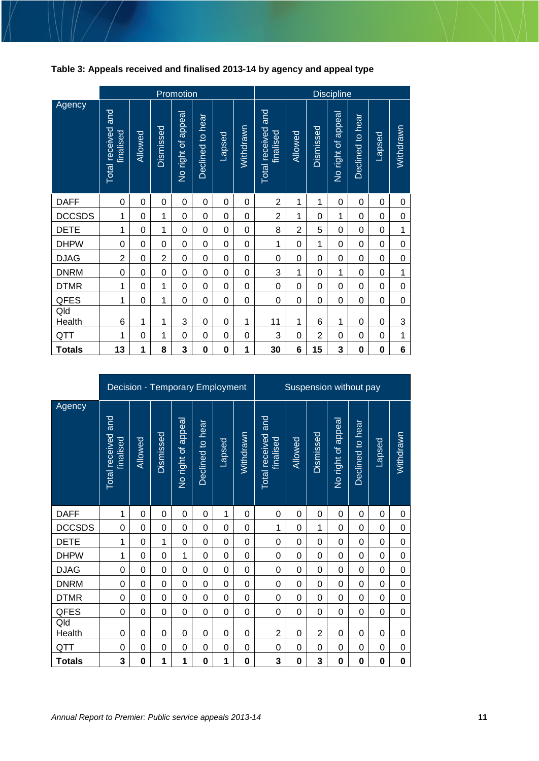**Table 3: Appeals received and finalised 2013-14 by agency and appeal type**

| Agency | Promotion | | | | | | | Discipline | | | | | | |
|---|---|---|---|---|---|---|---|---|---|---|---|---|---|---|
| | Total received and finalised | Allowed | Dismissed | No right of appeal | Declined to hear | Lapsed | Withdrawn | Total received and finalised | Allowed | Dismissed | No right of appeal | Declined to hear | Lapsed | Withdrawn |
| DAFF | 0 | 0 | 0 | 0 | 0 | 0 | 0 | 2 | 1 | 1 | 0 | 0 | 0 | 0 |
| DCCSDS | 1 | 0 | 1 | 0 | 0 | 0 | 0 | 2 | 1 | 0 | 1 | 0 | 0 | 0 |
| DETE | 1 | 0 | 1 | 0 | 0 | 0 | 0 | 8 | 2 | 5 | 0 | 0 | 0 | 1 |
| DHPW | 0 | 0 | 0 | 0 | 0 | 0 | 0 | 1 | 0 | 1 | 0 | 0 | 0 | 0 |
| DJAG | 2 | 0 | 2 | 0 | 0 | 0 | 0 | 0 | 0 | 0 | 0 | 0 | 0 | 0 |
| DNRM | 0 | 0 | 0 | 0 | 0 | 0 | 0 | 3 | 1 | 0 | 1 | 0 | 0 | 1 |
| DTMR | 1 | 0 | 1 | 0 | 0 | 0 | 0 | 0 | 0 | 0 | 0 | 0 | 0 | 0 |
| QFES | 1 | 0 | 1 | 0 | 0 | 0 | 0 | 0 | 0 | 0 | 0 | 0 | 0 | 0 |
| Qld Health | 6 | 1 | 1 | 3 | 0 | 0 | 1 | 11 | 1 | 6 | 1 | 0 | 0 | 3 |
| QTT | 1 | 0 | 1 | 0 | 0 | 0 | 0 | 3 | 0 | 2 | 0 | 0 | 0 | 1 |
| **Totals** | **13** | **1** | **8** | **3** | **0** | **0** | **1** | **30** | **6** | **15** | **3** | **0** | **0** | **6** |

| Agency | Decision - Temporary Employment | | | | | | | Suspension without pay | | | | | | |
|---|---|---|---|---|---|---|---|---|---|---|---|---|---|---|
| | Total received and finalised | Allowed | Dismissed | No right of appeal | Declined to hear | Lapsed | Withdrawn | Total received and finalised | Allowed | Dismissed | No right of appeal | Declined to hear | Lapsed | Withdrawn |
| DAFF | 1 | 0 | 0 | 0 | 0 | 1 | 0 | 0 | 0 | 0 | 0 | 0 | 0 | 0 |
| DCCSDS | 0 | 0 | 0 | 0 | 0 | 0 | 0 | 1 | 0 | 1 | 0 | 0 | 0 | 0 |
| DETE | 1 | 0 | 1 | 0 | 0 | 0 | 0 | 0 | 0 | 0 | 0 | 0 | 0 | 0 |
| DHPW | 1 | 0 | 0 | 1 | 0 | 0 | 0 | 0 | 0 | 0 | 0 | 0 | 0 | 0 |
| DJAG | 0 | 0 | 0 | 0 | 0 | 0 | 0 | 0 | 0 | 0 | 0 | 0 | 0 | 0 |
| DNRM | 0 | 0 | 0 | 0 | 0 | 0 | 0 | 0 | 0 | 0 | 0 | 0 | 0 | 0 |
| DTMR | 0 | 0 | 0 | 0 | 0 | 0 | 0 | 0 | 0 | 0 | 0 | 0 | 0 | 0 |
| QFES | 0 | 0 | 0 | 0 | 0 | 0 | 0 | 0 | 0 | 0 | 0 | 0 | 0 | 0 |
| Qld Health | 0 | 0 | 0 | 0 | 0 | 0 | 0 | 2 | 0 | 2 | 0 | 0 | 0 | 0 |
| QTT | 0 | 0 | 0 | 0 | 0 | 0 | 0 | 0 | 0 | 0 | 0 | 0 | 0 | 0 |
| **Totals** | **3** | **0** | **1** | **1** | **0** | **1** | **0** | **3** | **0** | **3** | **0** | **0** | **0** | **0** |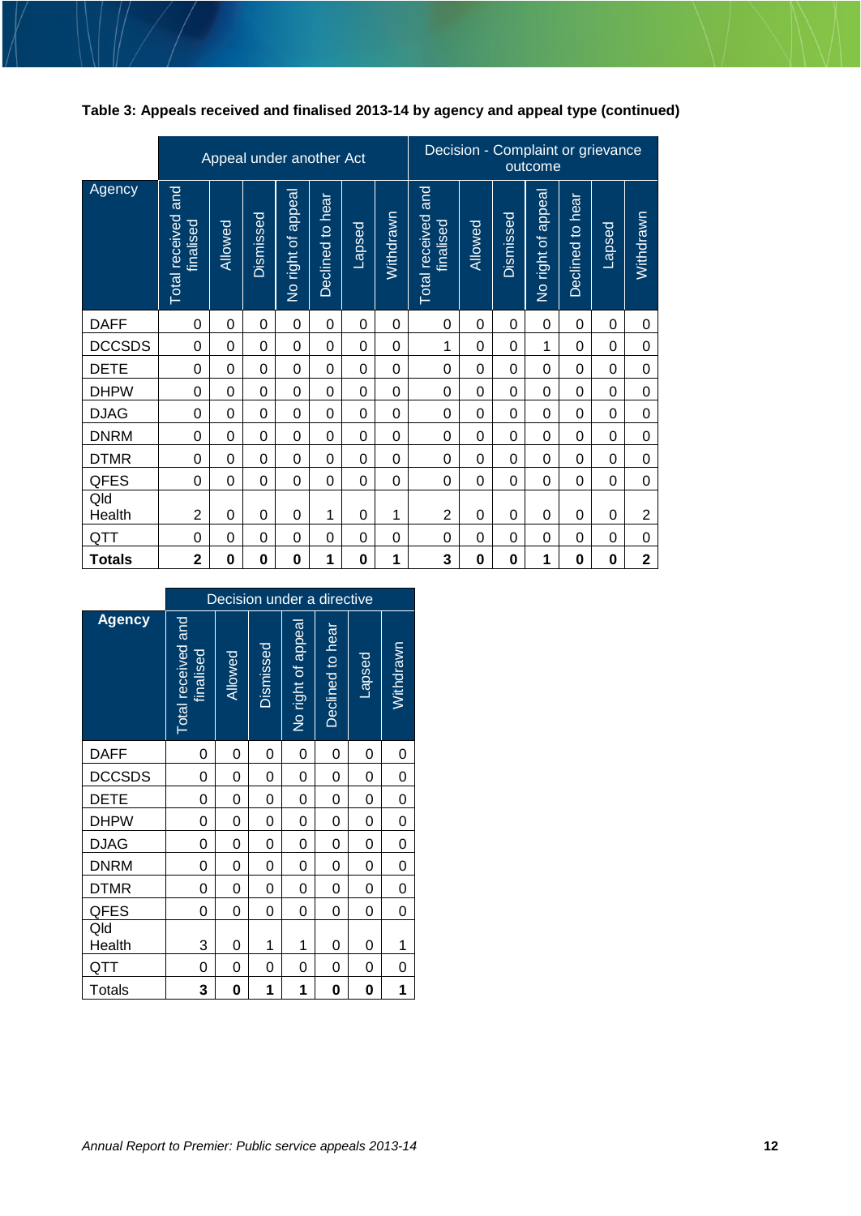**Table 3: Appeals received and finalised 2013-14 by agency and appeal type (continued)**

| Agency | Appeal under another Act | | | | | | | Decision - Complaint or grievance outcome | | | | | | |
|---|---|---|---|---|---|---|---|---|---|---|---|---|---|---|
| | Total received and finalised | Allowed | Dismissed | No right of appeal | Declined to hear | Lapsed | Withdrawn | Total received and finalised | Allowed | Dismissed | No right of appeal | Declined to hear | Lapsed | Withdrawn |
| DAFF | 0 | 0 | 0 | 0 | 0 | 0 | 0 | 0 | 0 | 0 | 0 | 0 | 0 | 0 |
| DCCSDS | 0 | 0 | 0 | 0 | 0 | 0 | 0 | 1 | 0 | 0 | 1 | 0 | 0 | 0 |
| DETE | 0 | 0 | 0 | 0 | 0 | 0 | 0 | 0 | 0 | 0 | 0 | 0 | 0 | 0 |
| DHPW | 0 | 0 | 0 | 0 | 0 | 0 | 0 | 0 | 0 | 0 | 0 | 0 | 0 | 0 |
| DJAG | 0 | 0 | 0 | 0 | 0 | 0 | 0 | 0 | 0 | 0 | 0 | 0 | 0 | 0 |
| DNRM | 0 | 0 | 0 | 0 | 0 | 0 | 0 | 0 | 0 | 0 | 0 | 0 | 0 | 0 |
| DTMR | 0 | 0 | 0 | 0 | 0 | 0 | 0 | 0 | 0 | 0 | 0 | 0 | 0 | 0 |
| QFES | 0 | 0 | 0 | 0 | 0 | 0 | 0 | 0 | 0 | 0 | 0 | 0 | 0 | 0 |
| Qld Health | 2 | 0 | 0 | 0 | 1 | 0 | 1 | 2 | 0 | 0 | 0 | 0 | 0 | 2 |
| QTT | 0 | 0 | 0 | 0 | 0 | 0 | 0 | 0 | 0 | 0 | 0 | 0 | 0 | 0 |
| **Totals** | **2** | **0** | **0** | **0** | **1** | **0** | **1** | **3** | **0** | **0** | **1** | **0** | **0** | **2** |

| Agency | Decision under a directive | | | | | | |
|---|---|---|---|---|---|---|---|
| | Total received and finalised | Allowed | Dismissed | No right of appeal | Declined to hear | Lapsed | Withdrawn |
| DAFF | 0 | 0 | 0 | 0 | 0 | 0 | 0 |
| DCCSDS | 0 | 0 | 0 | 0 | 0 | 0 | 0 |
| DETE | 0 | 0 | 0 | 0 | 0 | 0 | 0 |
| DHPW | 0 | 0 | 0 | 0 | 0 | 0 | 0 |
| DJAG | 0 | 0 | 0 | 0 | 0 | 0 | 0 |
| DNRM | 0 | 0 | 0 | 0 | 0 | 0 | 0 |
| DTMR | 0 | 0 | 0 | 0 | 0 | 0 | 0 |
| QFES | 0 | 0 | 0 | 0 | 0 | 0 | 0 |
| Qld Health | 3 | 0 | 1 | 1 | 0 | 0 | 1 |
| QTT | 0 | 0 | 0 | 0 | 0 | 0 | 0 |
| Totals | **3** | **0** | **1** | **1** | **0** | **0** | **1** |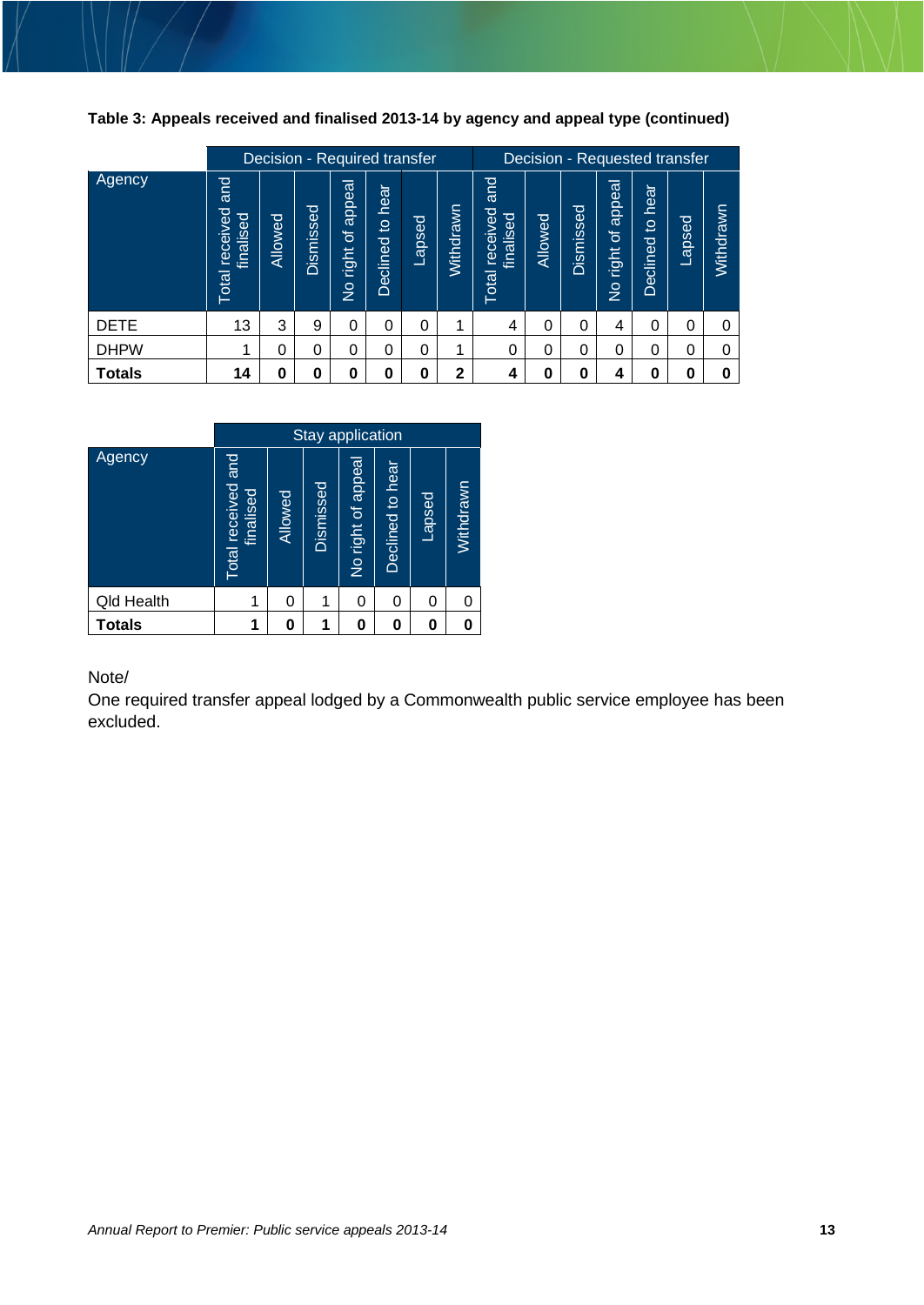**Table 3: Appeals received and finalised 2013-14 by agency and appeal type (continued)**

| Agency | Decision - Required transfer | | | | | | | Decision - Requested transfer | | | | | | |
|---|---|---|---|---|---|---|---|---|---|---|---|---|---|---|
| | Total received and finalised | Allowed | Dismissed | No right of appeal | Declined to hear | Lapsed | Withdrawn | Total received and finalised | Allowed | Dismissed | No right of appeal | Declined to hear | Lapsed | Withdrawn |
| DETE | 13 | 3 | 9 | 0 | 0 | 0 | 1 | 4 | 0 | 0 | 4 | 0 | 0 | 0 |
| DHPW | 1 | 0 | 0 | 0 | 0 | 0 | 1 | 0 | 0 | 0 | 0 | 0 | 0 | 0 |
| **Totals** | **14** | **0** | **0** | **0** | **0** | **0** | **2** | **4** | **0** | **0** | **4** | **0** | **0** | **0** |

| Agency | Stay application | | | | | | |
|---|---|---|---|---|---|---|---|
| | Total received and finalised | Allowed | Dismissed | No right of appeal | Declined to hear | Lapsed | Withdrawn |
| Qld Health | 1 | 0 | 1 | 0 | 0 | 0 | 0 |
| **Totals** | **1** | **0** | **1** | **0** | **0** | **0** | **0** |

Note/
One required transfer appeal lodged by a Commonwealth public service employee has been excluded.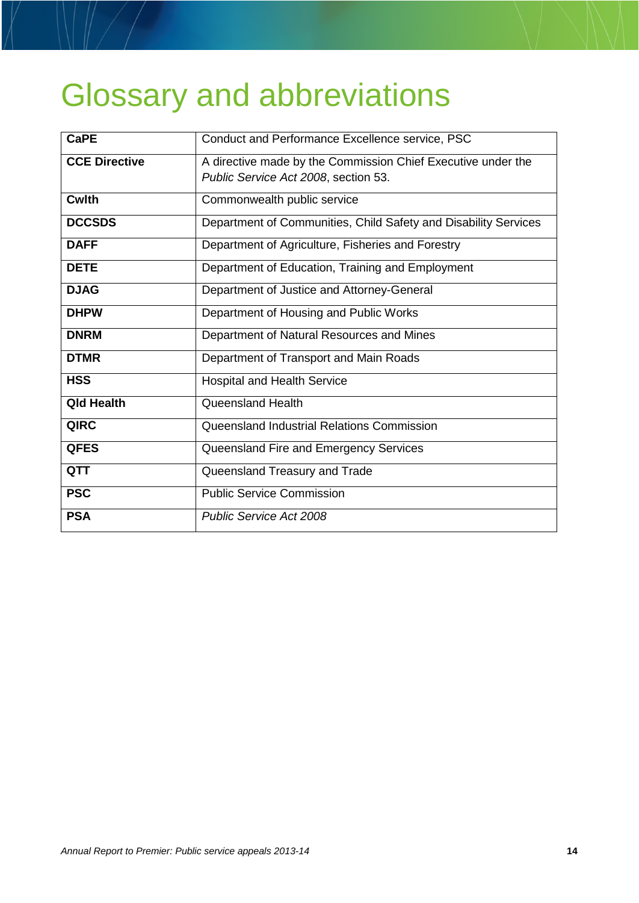# Glossary and abbreviations

| | |
|---|---|
| **CaPE** | Conduct and Performance Excellence service, PSC |
| **CCE Directive** | A directive made by the Commission Chief Executive under the *Public Service Act 2008*, section 53. |
| **Cwlth** | Commonwealth public service |
| **DCCSDS** | Department of Communities, Child Safety and Disability Services |
| **DAFF** | Department of Agriculture, Fisheries and Forestry |
| **DETE** | Department of Education, Training and Employment |
| **DJAG** | Department of Justice and Attorney-General |
| **DHPW** | Department of Housing and Public Works |
| **DNRM** | Department of Natural Resources and Mines |
| **DTMR** | Department of Transport and Main Roads |
| **HSS** | Hospital and Health Service |
| **Qld Health** | Queensland Health |
| **QIRC** | Queensland Industrial Relations Commission |
| **QFES** | Queensland Fire and Emergency Services |
| **QTT** | Queensland Treasury and Trade |
| **PSC** | Public Service Commission |
| **PSA** | *Public Service Act 2008* |